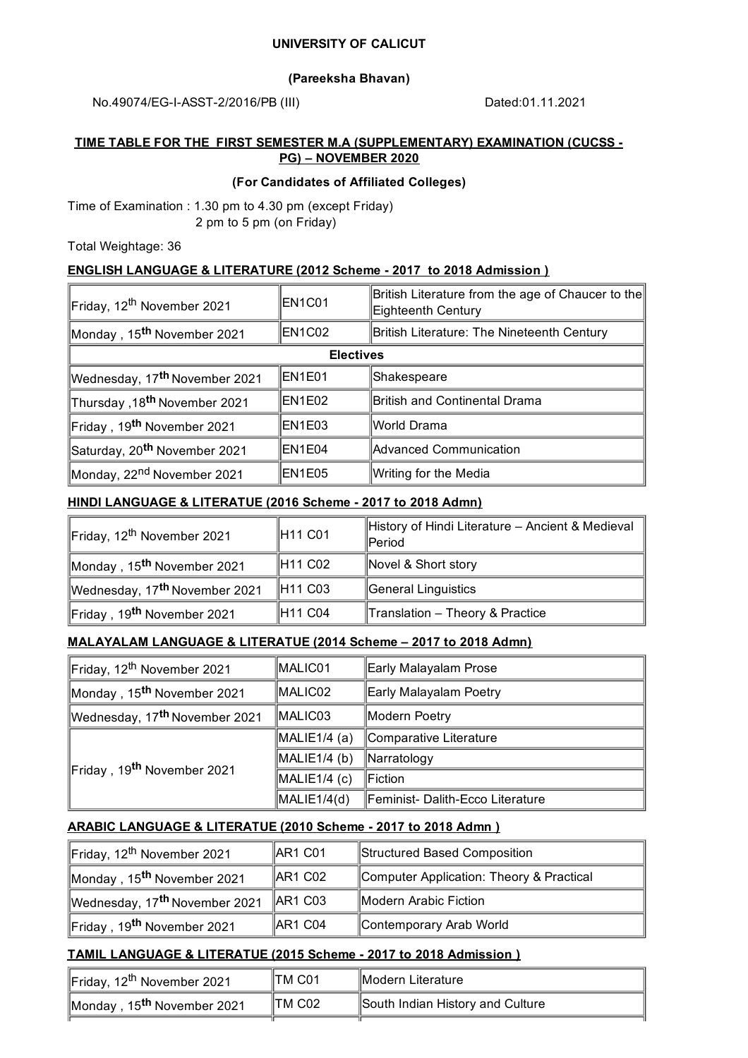**UNIVERSITY OF CALICUT**

**(Pareeksha Bhavan)**

No.49074/EG-I-ASST-2/2016/PB (III) Dated:01.11.2021

**TIME TABLE FOR THE FIRST SEMESTER M.A (SUPPLEMENTARY) EXAMINATION (CUCSS - PG) – NOVEMBER 2020**

**(For Candidates of Affiliated Colleges)**

Time of Examination : 1.30 pm to 4.30 pm (except Friday)
2 pm to 5 pm (on Friday)

Total Weightage: 36

**ENGLISH LANGUAGE & LITERATURE (2012 Scheme - 2017 to 2018 Admission )**

| | | |
|---|---|---|
| Friday, 12th November 2021 | EN1C01 | British Literature from the age of Chaucer to the Eighteenth Century |
| Monday , 15th November 2021 | EN1C02 | British Literature: The Nineteenth Century |
| **Electives** | | |
| Wednesday, 17th November 2021 | EN1E01 | Shakespeare |
| Thursday ,18th November 2021 | EN1E02 | British and Continental Drama |
| Friday , 19th November 2021 | EN1E03 | World Drama |
| Saturday, 20th November 2021 | EN1E04 | Advanced Communication |
| Monday, 22nd November 2021 | EN1E05 | Writing for the Media |

**HINDI LANGUAGE & LITERATUE (2016 Scheme - 2017 to 2018 Admn)**

| | | |
|---|---|---|
| Friday, 12th November 2021 | H11 C01 | History of Hindi Literature – Ancient & Medieval Period |
| Monday , 15th November 2021 | H11 C02 | Novel & Short story |
| Wednesday, 17th November 2021 | H11 C03 | General Linguistics |
| Friday , 19th November 2021 | H11 C04 | Translation – Theory & Practice |

**MALAYALAM LANGUAGE & LITERATUE (2014 Scheme – 2017 to 2018 Admn)**

| | | |
|---|---|---|
| Friday, 12th November 2021 | MALIC01 | Early Malayalam Prose |
| Monday , 15th November 2021 | MALIC02 | Early Malayalam Poetry |
| Wednesday, 17th November 2021 | MALIC03 | Modern Poetry |
| Friday , 19th November 2021 | MALIE1/4 (a) | Comparative Literature |
| | MALIE1/4 (b) | Narratology |
| | MALIE1/4 (c) | Fiction |
| | MALIE1/4(d) | Feminist- Dalith-Ecco Literature |

**ARABIC LANGUAGE & LITERATUE (2010 Scheme - 2017 to 2018 Admn )**

| | | |
|---|---|---|
| Friday, 12th November 2021 | AR1 C01 | Structured Based Composition |
| Monday , 15th November 2021 | AR1 C02 | Computer Application: Theory & Practical |
| Wednesday, 17th November 2021 | AR1 C03 | Modern Arabic Fiction |
| Friday , 19th November 2021 | AR1 C04 | Contemporary Arab World |

**TAMIL LANGUAGE & LITERATUE (2015 Scheme - 2017 to 2018 Admission )**

| | | |
|---|---|---|
| Friday, 12th November 2021 | TM C01 | Modern Literature |
| Monday , 15th November 2021 | TM C02 | South Indian History and Culture |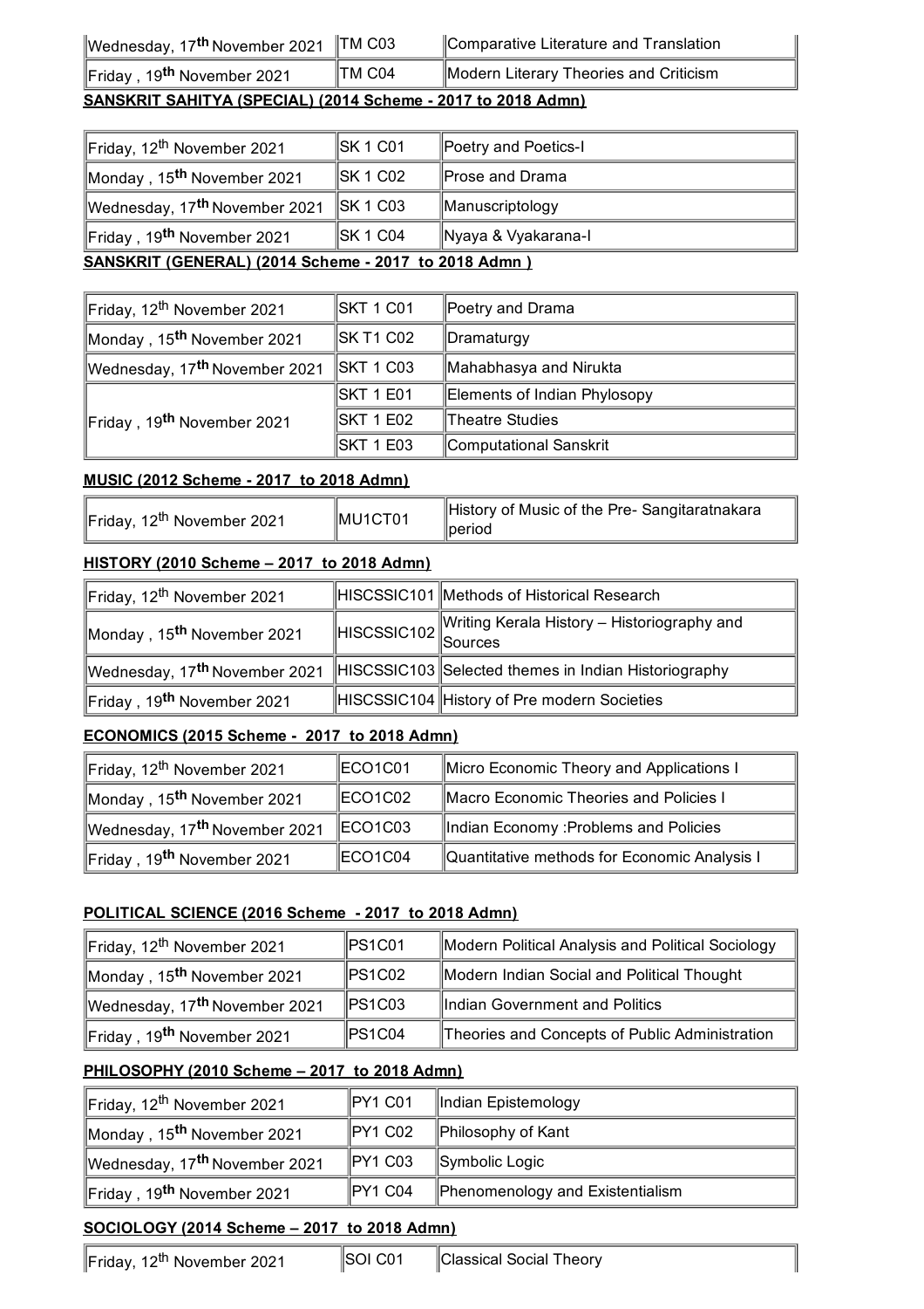| | | |
|---|---|---|
| Wednesday, 17th November 2021 | TM C03 | Comparative Literature and Translation |
| Friday , 19th November 2021 | TM C04 | Modern Literary Theories and Criticism |

**SANSKRIT SAHITYA (SPECIAL) (2014 Scheme - 2017 to 2018 Admn)**

| | | |
|---|---|---|
| Friday, 12th November 2021 | SK 1 C01 | Poetry and Poetics-I |
| Monday , 15th November 2021 | SK 1 C02 | Prose and Drama |
| Wednesday, 17th November 2021 | SK 1 C03 | Manuscriptology |
| Friday , 19th November 2021 | SK 1 C04 | Nyaya & Vyakarana-I |

**SANSKRIT (GENERAL) (2014 Scheme - 2017 to 2018 Admn )**

| | | |
|---|---|---|
| Friday, 12th November 2021 | SKT 1 C01 | Poetry and Drama |
| Monday , 15th November 2021 | SK T1 C02 | Dramaturgy |
| Wednesday, 17th November 2021 | SKT 1 C03 | Mahabhasya and Nirukta |
| Friday , 19th November 2021 | SKT 1 E01 | Elements of Indian Phylosopy |
| | SKT 1 E02 | Theatre Studies |
| | SKT 1 E03 | Computational Sanskrit |

**MUSIC (2012 Scheme - 2017 to 2018 Admn)**

| | | |
|---|---|---|
| Friday, 12th November 2021 | MU1CT01 | History of Music of the Pre- Sangitaratnakara period |

**HISTORY (2010 Scheme – 2017 to 2018 Admn)**

| | | |
|---|---|---|
| Friday, 12th November 2021 | HISCSSIC101 | Methods of Historical Research |
| Monday , 15th November 2021 | HISCSSIC102 | Writing Kerala History – Historiography and Sources |
| Wednesday, 17th November 2021 | HISCSSIC103 | Selected themes in Indian Historiography |
| Friday , 19th November 2021 | HISCSSIC104 | History of Pre modern Societies |

**ECONOMICS (2015 Scheme - 2017 to 2018 Admn)**

| | | |
|---|---|---|
| Friday, 12th November 2021 | ECO1C01 | Micro Economic Theory and Applications I |
| Monday , 15th November 2021 | ECO1C02 | Macro Economic Theories and Policies I |
| Wednesday, 17th November 2021 | ECO1C03 | Indian Economy :Problems and Policies |
| Friday , 19th November 2021 | ECO1C04 | Quantitative methods for Economic Analysis I |

**POLITICAL SCIENCE (2016 Scheme - 2017 to 2018 Admn)**

| | | |
|---|---|---|
| Friday, 12th November 2021 | PS1C01 | Modern Political Analysis and Political Sociology |
| Monday , 15th November 2021 | PS1C02 | Modern Indian Social and Political Thought |
| Wednesday, 17th November 2021 | PS1C03 | Indian Government and Politics |
| Friday , 19th November 2021 | PS1C04 | Theories and Concepts of Public Administration |

**PHILOSOPHY (2010 Scheme – 2017 to 2018 Admn)**

| | | |
|---|---|---|
| Friday, 12th November 2021 | PY1 C01 | Indian Epistemology |
| Monday , 15th November 2021 | PY1 C02 | Philosophy of Kant |
| Wednesday, 17th November 2021 | PY1 C03 | Symbolic Logic |
| Friday , 19th November 2021 | PY1 C04 | Phenomenology and Existentialism |

**SOCIOLOGY (2014 Scheme – 2017 to 2018 Admn)**

| | | |
|---|---|---|
| Friday, 12th November 2021 | SOI C01 | Classical Social Theory |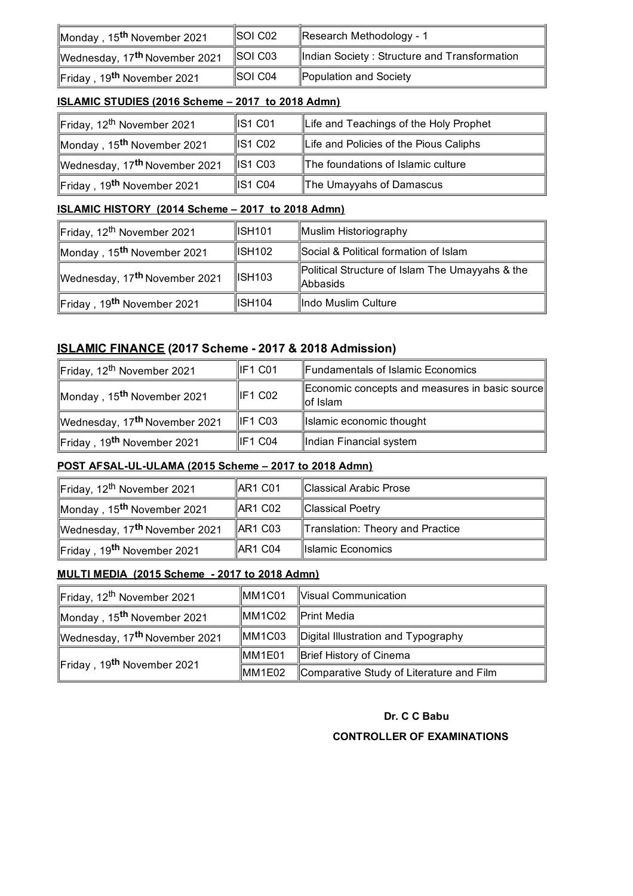| | | |
|---|---|---|
| Monday , 15th November 2021 | SOI C02 | Research Methodology - 1 |
| Wednesday, 17th November 2021 | SOI C03 | Indian Society : Structure and Transformation |
| Friday , 19th November 2021 | SOI C04 | Population and Society |

**ISLAMIC STUDIES (2016 Scheme – 2017 to 2018 Admn)**

| | | |
|---|---|---|
| Friday, 12th November 2021 | IS1 C01 | Life and Teachings of the Holy Prophet |
| Monday , 15th November 2021 | IS1 C02 | Life and Policies of the Pious Caliphs |
| Wednesday, 17th November 2021 | IS1 C03 | The foundations of Islamic culture |
| Friday , 19th November 2021 | IS1 C04 | The Umayyahs of Damascus |

**ISLAMIC HISTORY (2014 Scheme – 2017 to 2018 Admn)**

| | | |
|---|---|---|
| Friday, 12th November 2021 | ISH101 | Muslim Historiography |
| Monday , 15th November 2021 | ISH102 | Social & Political formation of Islam |
| Wednesday, 17th November 2021 | ISH103 | Political Structure of Islam The Umayyahs & the Abbasids |
| Friday , 19th November 2021 | ISH104 | Indo Muslim Culture |

## ISLAMIC FINANCE (2017 Scheme - 2017 & 2018 Admission)

| | | |
|---|---|---|
| Friday, 12th November 2021 | IF1 C01 | Fundamentals of Islamic Economics |
| Monday , 15th November 2021 | IF1 C02 | Economic concepts and measures in basic source of Islam |
| Wednesday, 17th November 2021 | IF1 C03 | Islamic economic thought |
| Friday , 19th November 2021 | IF1 C04 | Indian Financial system |

**POST AFSAL-UL-ULAMA (2015 Scheme – 2017 to 2018 Admn)**

| | | |
|---|---|---|
| Friday, 12th November 2021 | AR1 C01 | Classical Arabic Prose |
| Monday , 15th November 2021 | AR1 C02 | Classical Poetry |
| Wednesday, 17th November 2021 | AR1 C03 | Translation: Theory and Practice |
| Friday , 19th November 2021 | AR1 C04 | Islamic Economics |

**MULTI MEDIA (2015 Scheme - 2017 to 2018 Admn)**

| | | |
|---|---|---|
| Friday, 12th November 2021 | MM1C01 | Visual Communication |
| Monday , 15th November 2021 | MM1C02 | Print Media |
| Wednesday, 17th November 2021 | MM1C03 | Digital Illustration and Typography |
| Friday , 19th November 2021 | MM1E01 | Brief History of Cinema |
| | MM1E02 | Comparative Study of Literature and Film |

**Dr. C C Babu**

**CONTROLLER OF EXAMINATIONS**